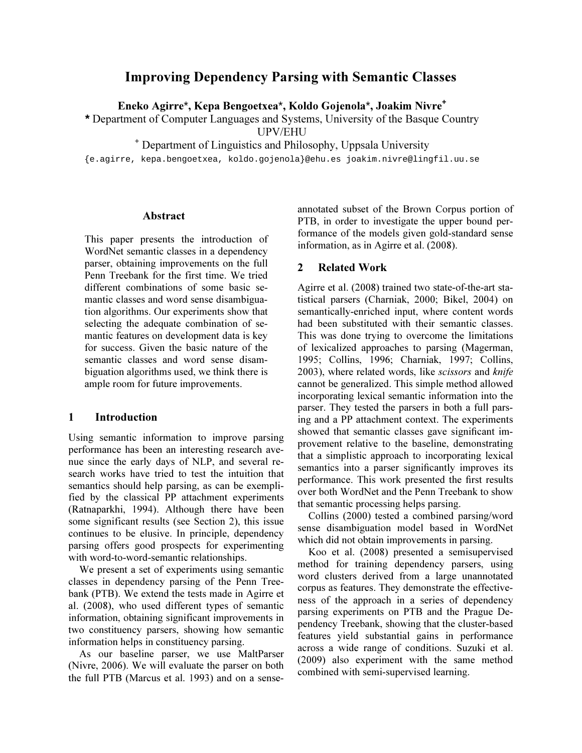# Improving Dependency Parsing with Semantic Classes

**Eneko Agirre\*, Kepa Bengoetxea\*, Koldo Gojenola\*, Joakim Nivre[+]**

**\*** Department of Computer Languages and Systems, University of the Basque Country UPV/EHU

[+] Department of Linguistics and Philosophy, Uppsala University

{e.agirre, kepa.bengoetxea, koldo.gojenola}@ehu.es joakim.nivre@lingfil.uu.se

## Abstract

This paper presents the introduction of WordNet semantic classes in a dependency parser, obtaining improvements on the full Penn Treebank for the first time. We tried different combinations of some basic semantic classes and word sense disambiguation algorithms. Our experiments show that selecting the adequate combination of semantic features on development data is key for success. Given the basic nature of the semantic classes and word sense disambiguation algorithms used, we think there is ample room for future improvements.

## 1 Introduction

Using semantic information to improve parsing performance has been an interesting research avenue since the early days of NLP, and several research works have tried to test the intuition that semantics should help parsing, as can be exemplified by the classical PP attachment experiments (Ratnaparkhi, 1994). Although there have been some significant results (see Section 2), this issue continues to be elusive. In principle, dependency parsing offers good prospects for experimenting with word-to-word-semantic relationships.

We present a set of experiments using semantic classes in dependency parsing of the Penn Treebank (PTB). We extend the tests made in Agirre et al. (2008), who used different types of semantic information, obtaining significant improvements in two constituency parsers, showing how semantic information helps in constituency parsing.

As our baseline parser, we use MaltParser (Nivre, 2006). We will evaluate the parser on both the full PTB (Marcus et al. 1993) and on a sense-annotated subset of the Brown Corpus portion of PTB, in order to investigate the upper bound performance of the models given gold-standard sense information, as in Agirre et al. (2008).

## 2 Related Work

Agirre et al. (2008) trained two state-of-the-art statistical parsers (Charniak, 2000; Bikel, 2004) on semantically-enriched input, where content words had been substituted with their semantic classes. This was done trying to overcome the limitations of lexicalized approaches to parsing (Magerman, 1995; Collins, 1996; Charniak, 1997; Collins, 2003), where related words, like *scissors* and *knife* cannot be generalized. This simple method allowed incorporating lexical semantic information into the parser. They tested the parsers in both a full parsing and a PP attachment context. The experiments showed that semantic classes gave significant improvement relative to the baseline, demonstrating that a simplistic approach to incorporating lexical semantics into a parser significantly improves its performance. This work presented the first results over both WordNet and the Penn Treebank to show that semantic processing helps parsing.

Collins (2000) tested a combined parsing/word sense disambiguation model based in WordNet which did not obtain improvements in parsing.

Koo et al. (2008) presented a semisupervised method for training dependency parsers, using word clusters derived from a large unannotated corpus as features. They demonstrate the effectiveness of the approach in a series of dependency parsing experiments on PTB and the Prague Dependency Treebank, showing that the cluster-based features yield substantial gains in performance across a wide range of conditions. Suzuki et al. (2009) also experiment with the same method combined with semi-supervised learning.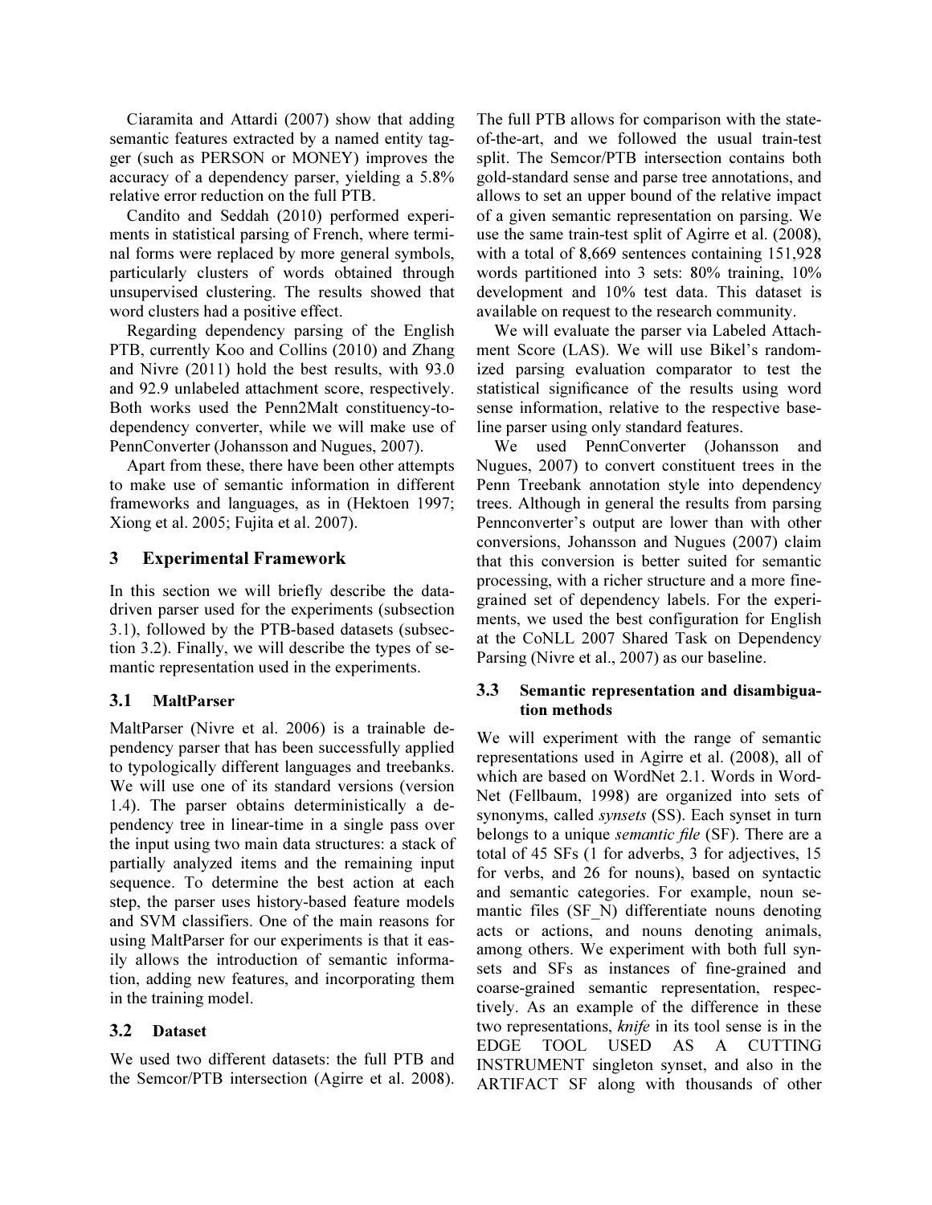Ciaramita and Attardi (2007) show that adding semantic features extracted by a named entity tagger (such as PERSON or MONEY) improves the accuracy of a dependency parser, yielding a 5.8% relative error reduction on the full PTB.

Candito and Seddah (2010) performed experiments in statistical parsing of French, where terminal forms were replaced by more general symbols, particularly clusters of words obtained through unsupervised clustering. The results showed that word clusters had a positive effect.

Regarding dependency parsing of the English PTB, currently Koo and Collins (2010) and Zhang and Nivre (2011) hold the best results, with 93.0 and 92.9 unlabeled attachment score, respectively. Both works used the Penn2Malt constituency-to-dependency converter, while we will make use of PennConverter (Johansson and Nugues, 2007).

Apart from these, there have been other attempts to make use of semantic information in different frameworks and languages, as in (Hektoen 1997; Xiong et al. 2005; Fujita et al. 2007).

## 3 Experimental Framework

In this section we will briefly describe the data-driven parser used for the experiments (subsection 3.1), followed by the PTB-based datasets (subsection 3.2). Finally, we will describe the types of semantic representation used in the experiments.

### 3.1 MaltParser

MaltParser (Nivre et al. 2006) is a trainable dependency parser that has been successfully applied to typologically different languages and treebanks. We will use one of its standard versions (version 1.4). The parser obtains deterministically a dependency tree in linear-time in a single pass over the input using two main data structures: a stack of partially analyzed items and the remaining input sequence. To determine the best action at each step, the parser uses history-based feature models and SVM classifiers. One of the main reasons for using MaltParser for our experiments is that it easily allows the introduction of semantic information, adding new features, and incorporating them in the training model.

### 3.2 Dataset

We used two different datasets: the full PTB and the Semcor/PTB intersection (Agirre et al. 2008). The full PTB allows for comparison with the state-of-the-art, and we followed the usual train-test split. The Semcor/PTB intersection contains both gold-standard sense and parse tree annotations, and allows to set an upper bound of the relative impact of a given semantic representation on parsing. We use the same train-test split of Agirre et al. (2008), with a total of 8,669 sentences containing 151,928 words partitioned into 3 sets: 80% training, 10% development and 10% test data. This dataset is available on request to the research community.

We will evaluate the parser via Labeled Attachment Score (LAS). We will use Bikel's randomized parsing evaluation comparator to test the statistical significance of the results using word sense information, relative to the respective baseline parser using only standard features.

We used PennConverter (Johansson and Nugues, 2007) to convert constituent trees in the Penn Treebank annotation style into dependency trees. Although in general the results from parsing Pennconverter's output are lower than with other conversions, Johansson and Nugues (2007) claim that this conversion is better suited for semantic processing, with a richer structure and a more fine-grained set of dependency labels. For the experiments, we used the best configuration for English at the CoNLL 2007 Shared Task on Dependency Parsing (Nivre et al., 2007) as our baseline.

### 3.3 Semantic representation and disambiguation methods

We will experiment with the range of semantic representations used in Agirre et al. (2008), all of which are based on WordNet 2.1. Words in WordNet (Fellbaum, 1998) are organized into sets of synonyms, called *synsets* (SS). Each synset in turn belongs to a unique *semantic file* (SF). There are a total of 45 SFs (1 for adverbs, 3 for adjectives, 15 for verbs, and 26 for nouns), based on syntactic and semantic categories. For example, noun semantic files (SF_N) differentiate nouns denoting acts or actions, and nouns denoting animals, among others. We experiment with both full synsets and SFs as instances of fine-grained and coarse-grained semantic representation, respectively. As an example of the difference in these two representations, *knife* in its tool sense is in the EDGE TOOL USED AS A CUTTING INSTRUMENT singleton synset, and also in the ARTIFACT SF along with thousands of other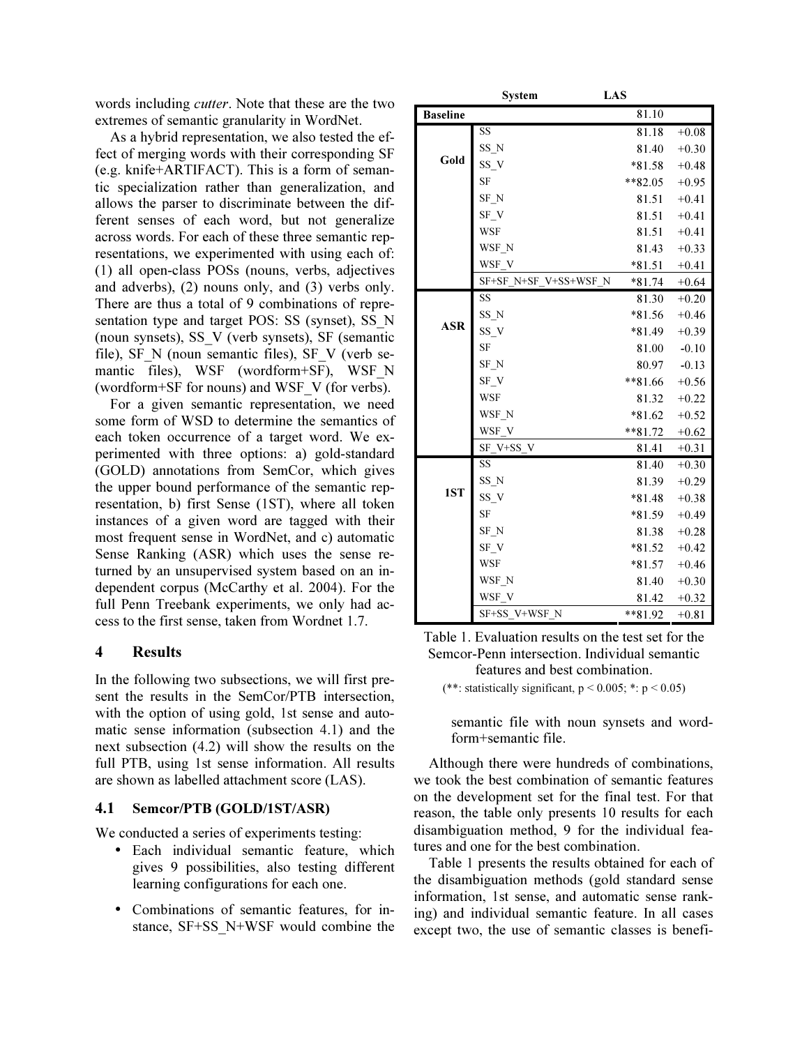words including *cutter*. Note that these are the two extremes of semantic granularity in WordNet.

As a hybrid representation, we also tested the effect of merging words with their corresponding SF (e.g. knife+ARTIFACT). This is a form of semantic specialization rather than generalization, and allows the parser to discriminate between the different senses of each word, but not generalize across words. For each of these three semantic representations, we experimented with using each of: (1) all open-class POSs (nouns, verbs, adjectives and adverbs), (2) nouns only, and (3) verbs only. There are thus a total of 9 combinations of representation type and target POS: SS (synset), SS_N (noun synsets), SS_V (verb synsets), SF (semantic file), SF_N (noun semantic files), SF_V (verb semantic files), WSF (wordform+SF), WSF_N (wordform+SF for nouns) and WSF_V (for verbs).

For a given semantic representation, we need some form of WSD to determine the semantics of each token occurrence of a target word. We experimented with three options: a) gold-standard (GOLD) annotations from SemCor, which gives the upper bound performance of the semantic representation, b) first Sense (1ST), where all token instances of a given word are tagged with their most frequent sense in WordNet, and c) automatic Sense Ranking (ASR) which uses the sense returned by an unsupervised system based on an independent corpus (McCarthy et al. 2004). For the full Penn Treebank experiments, we only had access to the first sense, taken from Wordnet 1.7.

## 4 Results

In the following two subsections, we will first present the results in the SemCor/PTB intersection, with the option of using gold, 1st sense and automatic sense information (subsection 4.1) and the next subsection (4.2) will show the results on the full PTB, using 1st sense information. All results are shown as labelled attachment score (LAS).

### 4.1 Semcor/PTB (GOLD/1ST/ASR)

We conducted a series of experiments testing:

- Each individual semantic feature, which gives 9 possibilities, also testing different learning configurations for each one.
- Combinations of semantic features, for instance, SF+SS_N+WSF would combine the semantic file with noun synsets and wordform+semantic file.

| | System | LAS | |
|---|---|---|---|
| **Baseline** | | 81.10 | |
| **Gold** | SS | 81.18 | +0.08 |
| | SS_N | 81.40 | +0.30 |
| | SS_V | *81.58 | +0.48 |
| | SF | **82.05 | +0.95 |
| | SF_N | 81.51 | +0.41 |
| | SF_V | 81.51 | +0.41 |
| | WSF | 81.51 | +0.41 |
| | WSF_N | 81.43 | +0.33 |
| | WSF_V | *81.51 | +0.41 |
| | SF+SF_N+SF_V+SS+WSF_N | *81.74 | +0.64 |
| **ASR** | SS | 81.30 | +0.20 |
| | SS_N | *81.56 | +0.46 |
| | SS_V | *81.49 | +0.39 |
| | SF | 81.00 | -0.10 |
| | SF_N | 80.97 | -0.13 |
| | SF_V | **81.66 | +0.56 |
| | WSF | 81.32 | +0.22 |
| | WSF_N | *81.62 | +0.52 |
| | WSF_V | **81.72 | +0.62 |
| | SF_V+SS_V | 81.41 | +0.31 |
| **1ST** | SS | 81.40 | +0.30 |
| | SS_N | 81.39 | +0.29 |
| | SS_V | *81.48 | +0.38 |
| | SF | *81.59 | +0.49 |
| | SF_N | 81.38 | +0.28 |
| | SF_V | *81.52 | +0.42 |
| | WSF | *81.57 | +0.46 |
| | WSF_N | 81.40 | +0.30 |
| | WSF_V | 81.42 | +0.32 |
| | SF+SS_V+WSF_N | **81.92 | +0.81 |

Table 1. Evaluation results on the test set for the Semcor-Penn intersection. Individual semantic features and best combination.

(**: statistically significant, $p < 0.005$; *: $p < 0.05$)

Although there were hundreds of combinations, we took the best combination of semantic features on the development set for the final test. For that reason, the table only presents 10 results for each disambiguation method, 9 for the individual features and one for the best combination.

Table 1 presents the results obtained for each of the disambiguation methods (gold standard sense information, 1st sense, and automatic sense ranking) and individual semantic feature. In all cases except two, the use of semantic classes is benefi-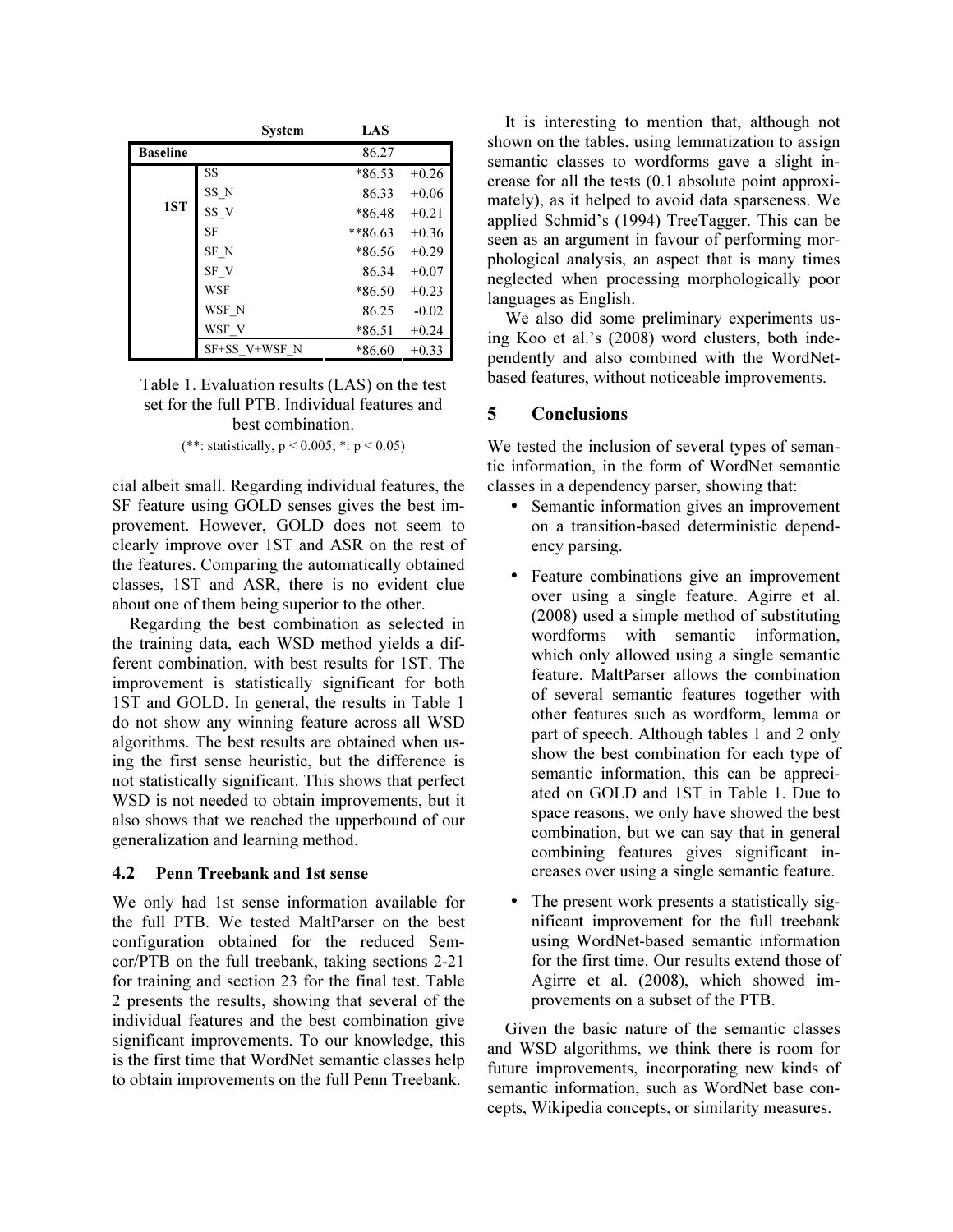|  | System | LAS |  |
|---|---|---|---|
| **Baseline** |  | 86.27 |  |
| **1ST** | SS | *86.53 | +0.26 |
|  | SS_N | 86.33 | +0.06 |
|  | SS_V | *86.48 | +0.21 |
|  | SF | **86.63 | +0.36 |
|  | SF_N | *86.56 | +0.29 |
|  | SF_V | 86.34 | +0.07 |
|  | WSF | *86.50 | +0.23 |
|  | WSF_N | 86.25 | -0.02 |
|  | WSF_V | *86.51 | +0.24 |
|  | SF+SS_V+WSF_N | *86.60 | +0.33 |

Table 1. Evaluation results (LAS) on the test set for the full PTB. Individual features and best combination.
(**: statistically, $p < 0.005$; *: $p < 0.05$)

cial albeit small. Regarding individual features, the SF feature using GOLD senses gives the best improvement. However, GOLD does not seem to clearly improve over 1ST and ASR on the rest of the features. Comparing the automatically obtained classes, 1ST and ASR, there is no evident clue about one of them being superior to the other.

Regarding the best combination as selected in the training data, each WSD method yields a different combination, with best results for 1ST. The improvement is statistically significant for both 1ST and GOLD. In general, the results in Table 1 do not show any winning feature across all WSD algorithms. The best results are obtained when using the first sense heuristic, but the difference is not statistically significant. This shows that perfect WSD is not needed to obtain improvements, but it also shows that we reached the upperbound of our generalization and learning method.

### 4.2 Penn Treebank and 1st sense

We only had 1st sense information available for the full PTB. We tested MaltParser on the best configuration obtained for the reduced Semcor/PTB on the full treebank, taking sections 2-21 for training and section 23 for the final test. Table 2 presents the results, showing that several of the individual features and the best combination give significant improvements. To our knowledge, this is the first time that WordNet semantic classes help to obtain improvements on the full Penn Treebank.

It is interesting to mention that, although not shown on the tables, using lemmatization to assign semantic classes to wordforms gave a slight increase for all the tests (0.1 absolute point approximately), as it helped to avoid data sparseness. We applied Schmid's (1994) TreeTagger. This can be seen as an argument in favour of performing morphological analysis, an aspect that is many times neglected when processing morphologically poor languages as English.

We also did some preliminary experiments using Koo et al.'s (2008) word clusters, both independently and also combined with the WordNet-based features, without noticeable improvements.

## 5 Conclusions

We tested the inclusion of several types of semantic information, in the form of WordNet semantic classes in a dependency parser, showing that:

- Semantic information gives an improvement on a transition-based deterministic dependency parsing.
- Feature combinations give an improvement over using a single feature. Agirre et al. (2008) used a simple method of substituting wordforms with semantic information, which only allowed using a single semantic feature. MaltParser allows the combination of several semantic features together with other features such as wordform, lemma or part of speech. Although tables 1 and 2 only show the best combination for each type of semantic information, this can be appreciated on GOLD and 1ST in Table 1. Due to space reasons, we only have showed the best combination, but we can say that in general combining features gives significant increases over using a single semantic feature.
- The present work presents a statistically significant improvement for the full treebank using WordNet-based semantic information for the first time. Our results extend those of Agirre et al. (2008), which showed improvements on a subset of the PTB.

Given the basic nature of the semantic classes and WSD algorithms, we think there is room for future improvements, incorporating new kinds of semantic information, such as WordNet base concepts, Wikipedia concepts, or similarity measures.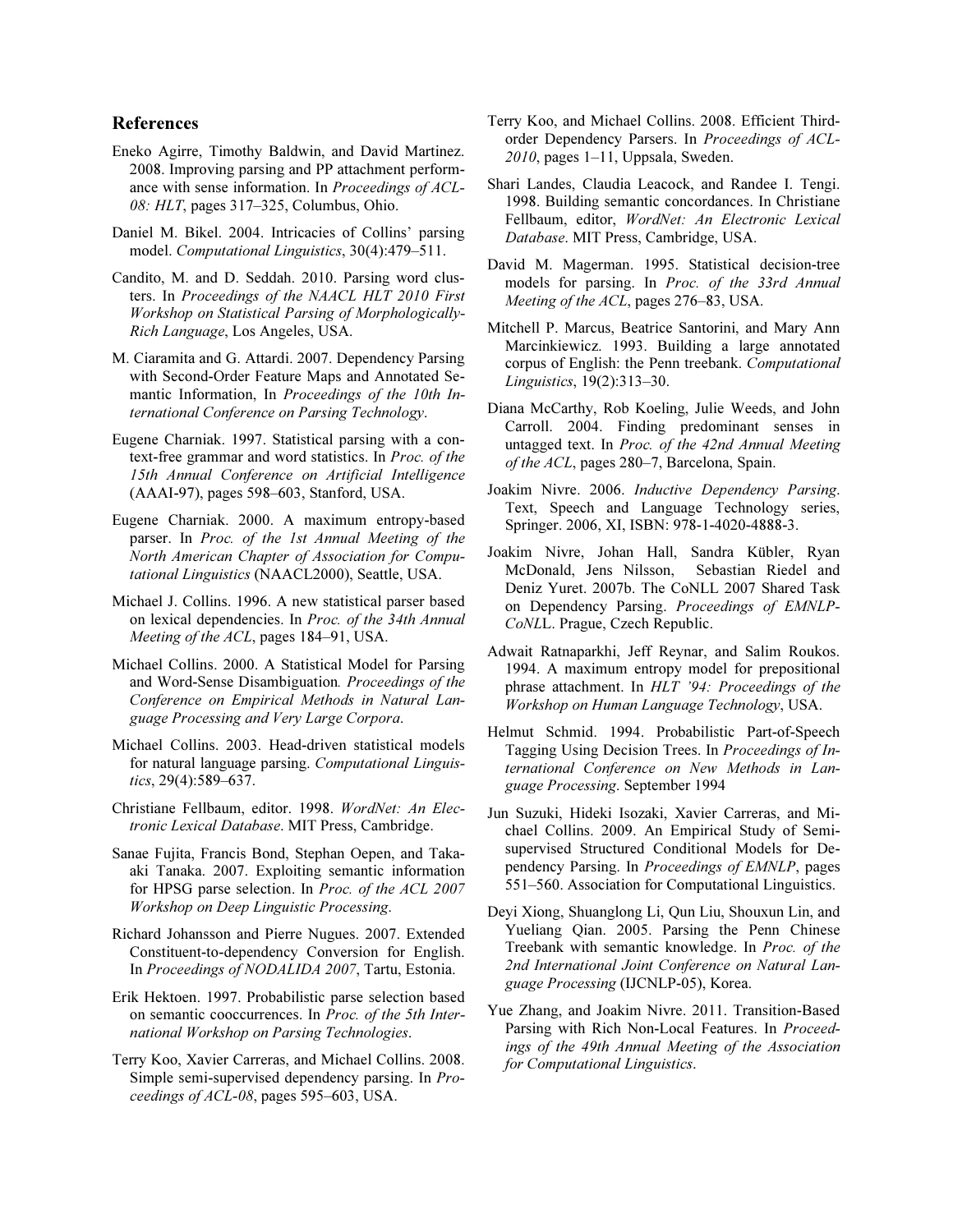## References

Eneko Agirre, Timothy Baldwin, and David Martinez. 2008. Improving parsing and PP attachment performance with sense information. In *Proceedings of ACL-08: HLT*, pages 317–325, Columbus, Ohio.

Daniel M. Bikel. 2004. Intricacies of Collins' parsing model. *Computational Linguistics*, 30(4):479–511.

Candito, M. and D. Seddah. 2010. Parsing word clusters. In *Proceedings of the NAACL HLT 2010 First Workshop on Statistical Parsing of Morphologically-Rich Language*, Los Angeles, USA.

M. Ciaramita and G. Attardi. 2007. Dependency Parsing with Second-Order Feature Maps and Annotated Semantic Information, In *Proceedings of the 10th International Conference on Parsing Technology*.

Eugene Charniak. 1997. Statistical parsing with a context-free grammar and word statistics. In *Proc. of the 15th Annual Conference on Artificial Intelligence* (AAAI-97), pages 598–603, Stanford, USA.

Eugene Charniak. 2000. A maximum entropy-based parser. In *Proc. of the 1st Annual Meeting of the North American Chapter of Association for Computational Linguistics* (NAACL2000), Seattle, USA.

Michael J. Collins. 1996. A new statistical parser based on lexical dependencies. In *Proc. of the 34th Annual Meeting of the ACL*, pages 184–91, USA.

Michael Collins. 2000. A Statistical Model for Parsing and Word-Sense Disambiguation*. Proceedings of the Conference on Empirical Methods in Natural Language Processing and Very Large Corpora*.

Michael Collins. 2003. Head-driven statistical models for natural language parsing. *Computational Linguistics*, 29(4):589–637.

Christiane Fellbaum, editor. 1998. *WordNet: An Electronic Lexical Database*. MIT Press, Cambridge.

Sanae Fujita, Francis Bond, Stephan Oepen, and Takaaki Tanaka. 2007. Exploiting semantic information for HPSG parse selection. In *Proc. of the ACL 2007 Workshop on Deep Linguistic Processing*.

Richard Johansson and Pierre Nugues. 2007. Extended Constituent-to-dependency Conversion for English. In *Proceedings of NODALIDA 2007*, Tartu, Estonia.

Erik Hektoen. 1997. Probabilistic parse selection based on semantic cooccurrences. In *Proc. of the 5th International Workshop on Parsing Technologies*.

Terry Koo, Xavier Carreras, and Michael Collins. 2008. Simple semi-supervised dependency parsing. In *Proceedings of ACL-08*, pages 595–603, USA.

Terry Koo, and Michael Collins. 2008. Efficient Third-order Dependency Parsers. In *Proceedings of ACL-2010*, pages 1–11, Uppsala, Sweden.

Shari Landes, Claudia Leacock, and Randee I. Tengi. 1998. Building semantic concordances. In Christiane Fellbaum, editor, *WordNet: An Electronic Lexical Database*. MIT Press, Cambridge, USA.

David M. Magerman. 1995. Statistical decision-tree models for parsing. In *Proc. of the 33rd Annual Meeting of the ACL*, pages 276–83, USA.

Mitchell P. Marcus, Beatrice Santorini, and Mary Ann Marcinkiewicz. 1993. Building a large annotated corpus of English: the Penn treebank. *Computational Linguistics*, 19(2):313–30.

Diana McCarthy, Rob Koeling, Julie Weeds, and John Carroll. 2004. Finding predominant senses in untagged text. In *Proc. of the 42nd Annual Meeting of the ACL*, pages 280–7, Barcelona, Spain.

Joakim Nivre. 2006. *Inductive Dependency Parsing*. Text, Speech and Language Technology series, Springer. 2006, XI, ISBN: 978-1-4020-4888-3.

Joakim Nivre, Johan Hall, Sandra Kübler, Ryan McDonald, Jens Nilsson, Sebastian Riedel and Deniz Yuret. 2007b. The CoNLL 2007 Shared Task on Dependency Parsing. *Proceedings of EMNLP-CoNLL*. Prague, Czech Republic.

Adwait Ratnaparkhi, Jeff Reynar, and Salim Roukos. 1994. A maximum entropy model for prepositional phrase attachment. In *HLT '94: Proceedings of the Workshop on Human Language Technology*, USA.

Helmut Schmid. 1994. Probabilistic Part-of-Speech Tagging Using Decision Trees. In *Proceedings of International Conference on New Methods in Language Processing*. September 1994

Jun Suzuki, Hideki Isozaki, Xavier Carreras, and Michael Collins. 2009. An Empirical Study of Semi-supervised Structured Conditional Models for Dependency Parsing. In *Proceedings of EMNLP*, pages 551–560. Association for Computational Linguistics.

Deyi Xiong, Shuanglong Li, Qun Liu, Shouxun Lin, and Yueliang Qian. 2005. Parsing the Penn Chinese Treebank with semantic knowledge. In *Proc. of the 2nd International Joint Conference on Natural Language Processing* (IJCNLP-05), Korea.

Yue Zhang, and Joakim Nivre. 2011. Transition-Based Parsing with Rich Non-Local Features. In *Proceedings of the 49th Annual Meeting of the Association for Computational Linguistics*.